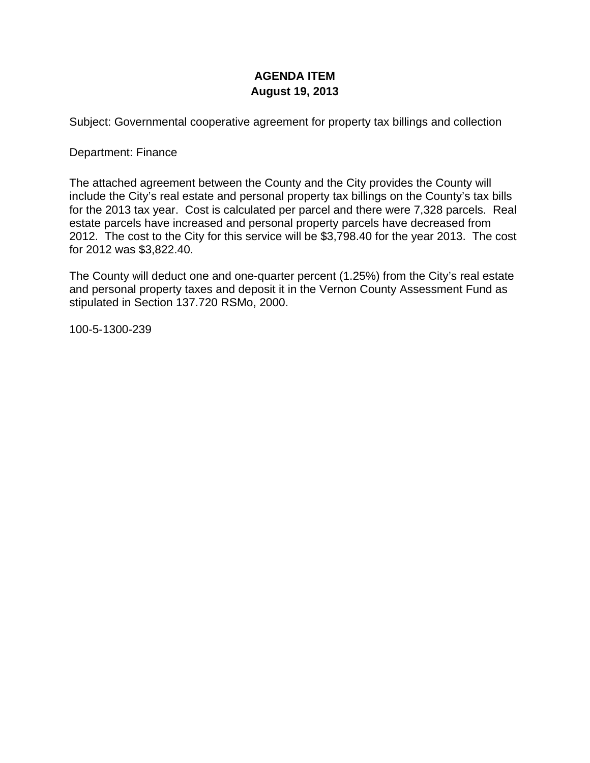# AGENDA ITEM
## August 19, 2013

Subject: Governmental cooperative agreement for property tax billings and collection

Department: Finance

The attached agreement between the County and the City provides the County will include the City's real estate and personal property tax billings on the County's tax bills for the 2013 tax year. Cost is calculated per parcel and there were 7,328 parcels. Real estate parcels have increased and personal property parcels have decreased from 2012. The cost to the City for this service will be $3,798.40 for the year 2013. The cost for 2012 was $3,822.40.

The County will deduct one and one-quarter percent (1.25%) from the City's real estate and personal property taxes and deposit it in the Vernon County Assessment Fund as stipulated in Section 137.720 RSMo, 2000.

100-5-1300-239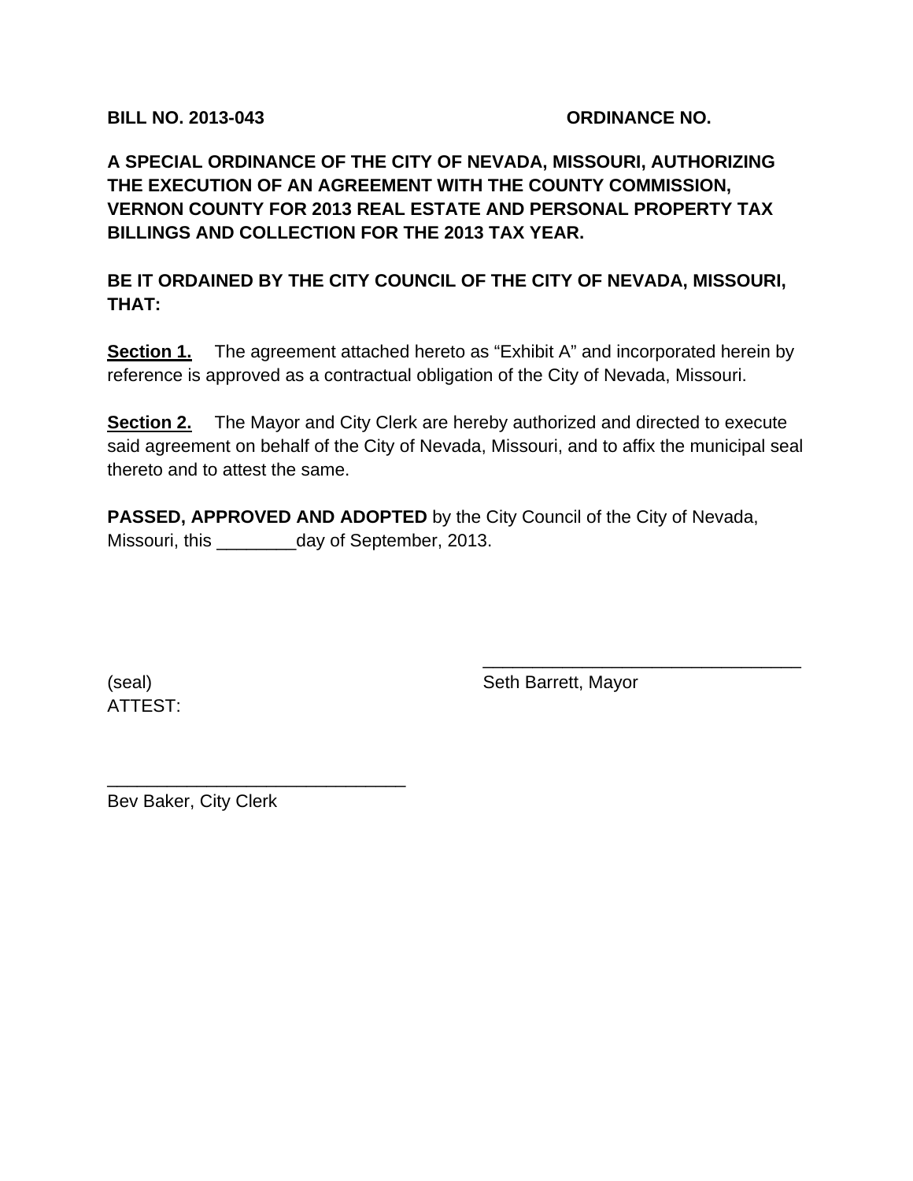**BILL NO. 2013-043** **ORDINANCE NO.**

**A SPECIAL ORDINANCE OF THE CITY OF NEVADA, MISSOURI, AUTHORIZING THE EXECUTION OF AN AGREEMENT WITH THE COUNTY COMMISSION, VERNON COUNTY FOR 2013 REAL ESTATE AND PERSONAL PROPERTY TAX BILLINGS AND COLLECTION FOR THE 2013 TAX YEAR.**

**BE IT ORDAINED BY THE CITY COUNCIL OF THE CITY OF NEVADA, MISSOURI, THAT:**

**Section 1.** The agreement attached hereto as "Exhibit A" and incorporated herein by reference is approved as a contractual obligation of the City of Nevada, Missouri.

**Section 2.** The Mayor and City Clerk are hereby authorized and directed to execute said agreement on behalf of the City of Nevada, Missouri, and to affix the municipal seal thereto and to attest the same.

**PASSED, APPROVED AND ADOPTED** by the City Council of the City of Nevada, Missouri, this ________day of September, 2013.

_________________________________
Seth Barrett, Mayor

(seal)
ATTEST:

______________________________
Bev Baker, City Clerk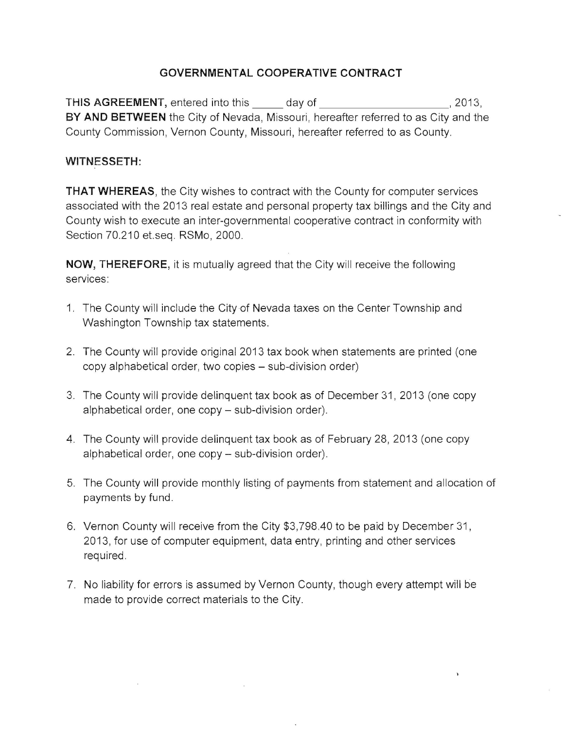# GOVERNMENTAL COOPERATIVE CONTRACT

**THIS AGREEMENT,** entered into this _____ day of ____________________, 2013, **BY AND BETWEEN** the City of Nevada, Missouri, hereafter referred to as City and the County Commission, Vernon County, Missouri, hereafter referred to as County.

**WITNESSETH:**

**THAT WHEREAS**, the City wishes to contract with the County for computer services associated with the 2013 real estate and personal property tax billings and the City and County wish to execute an inter-governmental cooperative contract in conformity with Section 70.210 et.seq. RSMo, 2000.

**NOW, THEREFORE,** it is mutually agreed that the City will receive the following services:

1. The County will include the City of Nevada taxes on the Center Township and Washington Township tax statements.
2. The County will provide original 2013 tax book when statements are printed (one copy alphabetical order, two copies – sub-division order)
3. The County will provide delinquent tax book as of December 31, 2013 (one copy alphabetical order, one copy – sub-division order).
4. The County will provide delinquent tax book as of February 28, 2013 (one copy alphabetical order, one copy – sub-division order).
5. The County will provide monthly listing of payments from statement and allocation of payments by fund.
6. Vernon County will receive from the City $3,798.40 to be paid by December 31, 2013, for use of computer equipment, data entry, printing and other services required.
7. No liability for errors is assumed by Vernon County, though every attempt will be made to provide correct materials to the City.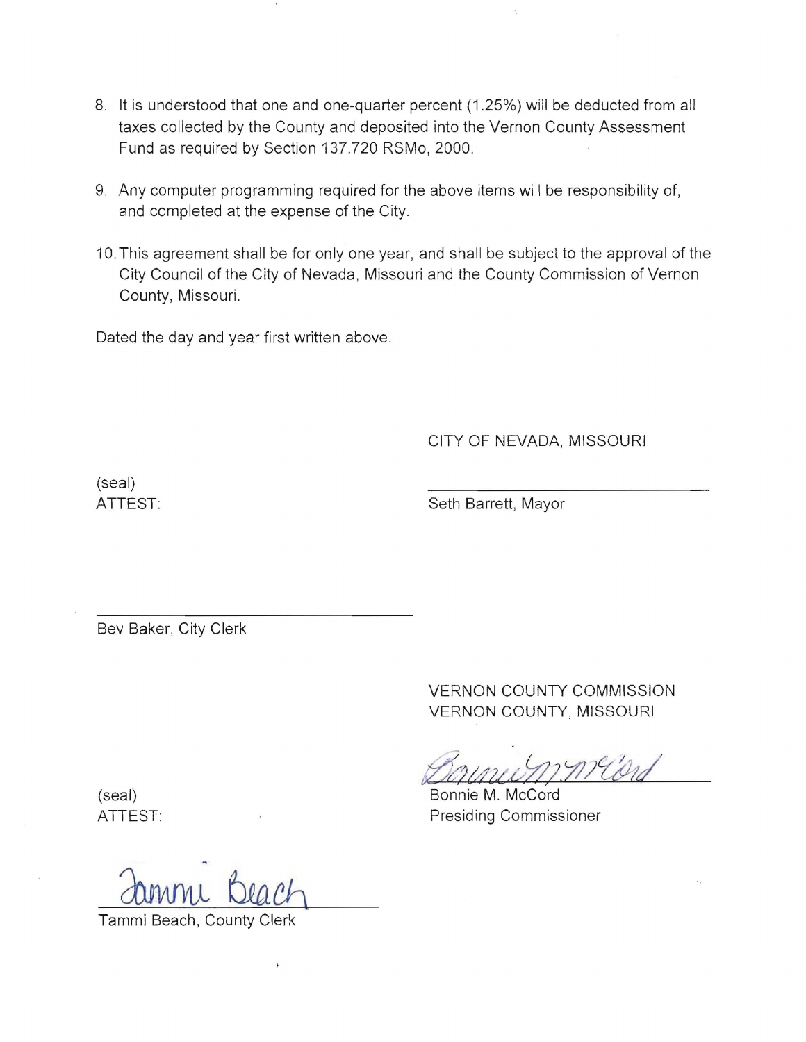8. It is understood that one and one-quarter percent (1.25%) will be deducted from all taxes collected by the County and deposited into the Vernon County Assessment Fund as required by Section 137.720 RSMo, 2000.

9. Any computer programming required for the above items will be responsibility of, and completed at the expense of the City.

10. This agreement shall be for only one year, and shall be subject to the approval of the City Council of the City of Nevada, Missouri and the County Commission of Vernon County, Missouri.

Dated the day and year first written above.

CITY OF NEVADA, MISSOURI

(seal)
ATTEST:

\_\_\_\_\_\_\_\_\_\_\_\_\_\_\_\_\_\_\_\_\_\_\_\_\_\_\_\_
Seth Barrett, Mayor

\_\_\_\_\_\_\_\_\_\_\_\_\_\_\_\_\_\_\_\_\_\_\_\_\_\_\_\_
Bev Baker, City Clerk

VERNON COUNTY COMMISSION
VERNON COUNTY, MISSOURI

Bonnie M. McCord
Bonnie M. McCord
Presiding Commissioner

(seal)
ATTEST:

Tammi Beach
Tammi Beach, County Clerk